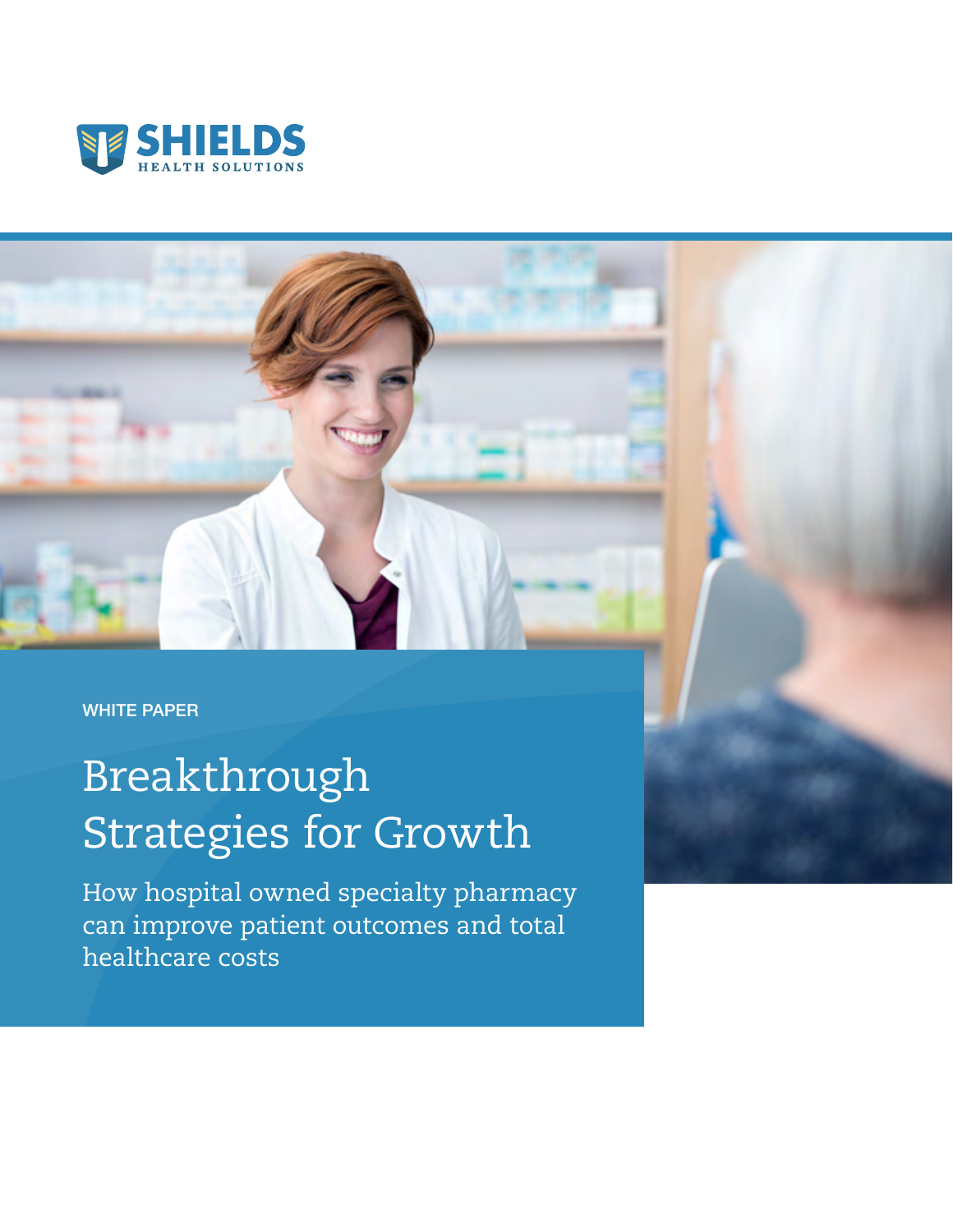SHIELDS

HEALTH SOLUTIONS

WHITE PAPER

# Breakthrough Strategies for Growth

How hospital owned specialty pharmacy can improve patient outcomes and total healthcare costs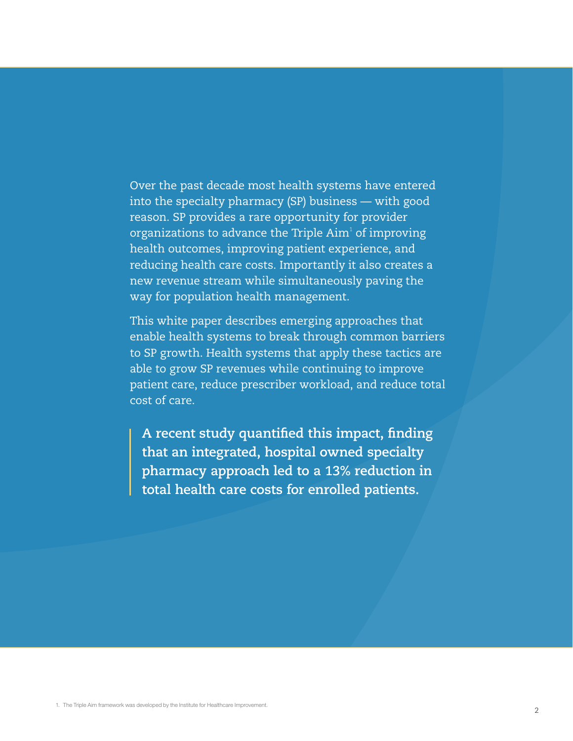Over the past decade most health systems have entered into the specialty pharmacy (SP) business — with good reason. SP provides a rare opportunity for provider organizations to advance the Triple Aim[1] of improving health outcomes, improving patient experience, and reducing health care costs. Importantly it also creates a new revenue stream while simultaneously paving the way for population health management.

This white paper describes emerging approaches that enable health systems to break through common barriers to SP growth. Health systems that apply these tactics are able to grow SP revenues while continuing to improve patient care, reduce prescriber workload, and reduce total cost of care.

> **A recent study quantified this impact, finding that an integrated, hospital owned specialty pharmacy approach led to a 13% reduction in total health care costs for enrolled patients.**

1. The Triple Aim framework was developed by the Institute for Healthcare Improvement.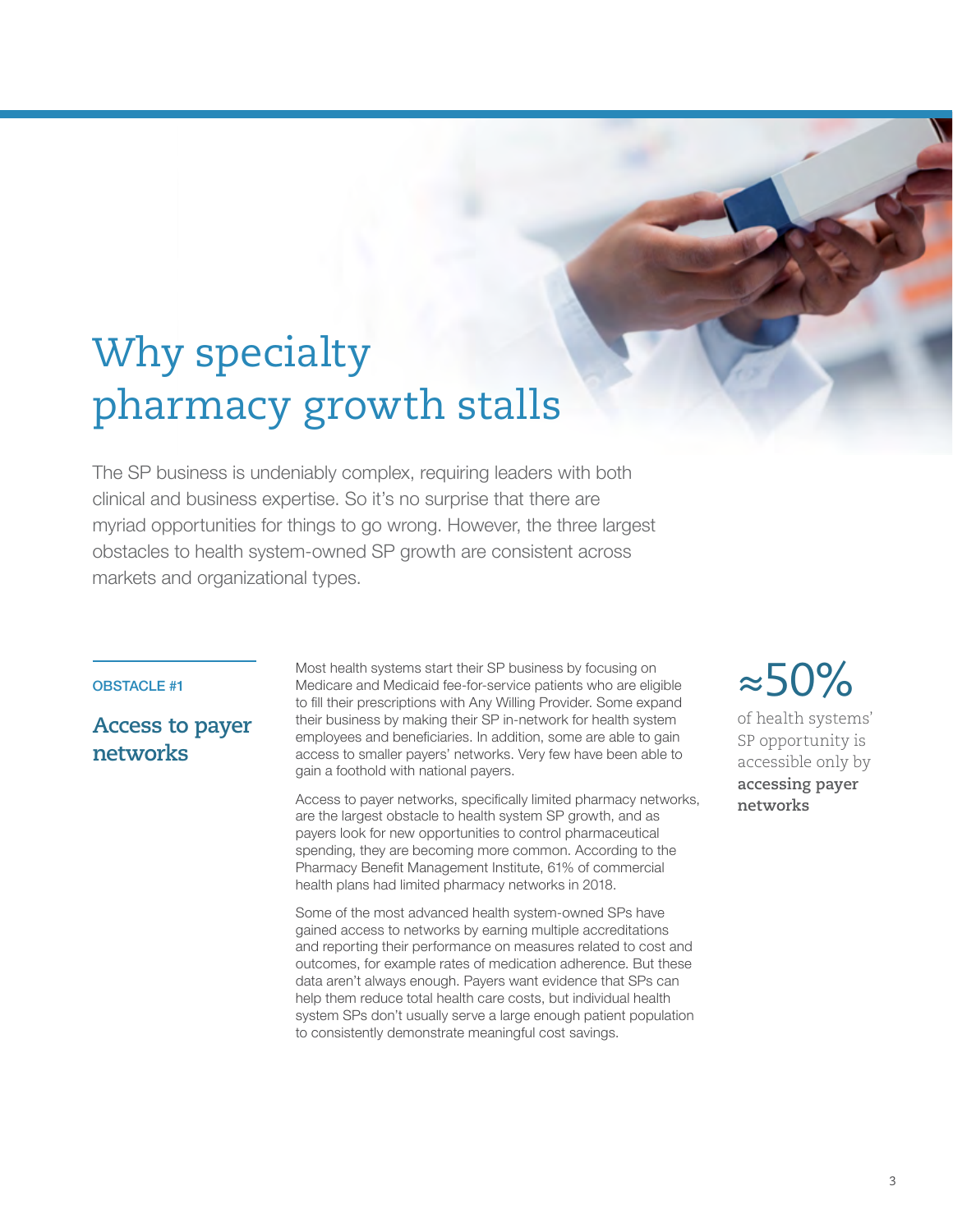# Why specialty pharmacy growth stalls

The SP business is undeniably complex, requiring leaders with both clinical and business expertise. So it's no surprise that there are myriad opportunities for things to go wrong. However, the three largest obstacles to health system-owned SP growth are consistent across markets and organizational types.

OBSTACLE #1

## Access to payer networks

Most health systems start their SP business by focusing on Medicare and Medicaid fee-for-service patients who are eligible to fill their prescriptions with Any Willing Provider. Some expand their business by making their SP in-network for health system employees and beneficiaries. In addition, some are able to gain access to smaller payers' networks. Very few have been able to gain a foothold with national payers.

Access to payer networks, specifically limited pharmacy networks, are the largest obstacle to health system SP growth, and as payers look for new opportunities to control pharmaceutical spending, they are becoming more common. According to the Pharmacy Benefit Management Institute, 61% of commercial health plans had limited pharmacy networks in 2018.

Some of the most advanced health system-owned SPs have gained access to networks by earning multiple accreditations and reporting their performance on measures related to cost and outcomes, for example rates of medication adherence. But these data aren't always enough. Payers want evidence that SPs can help them reduce total health care costs, but individual health system SPs don't usually serve a large enough patient population to consistently demonstrate meaningful cost savings.

≈50%

of health systems' SP opportunity is accessible only by **accessing payer networks**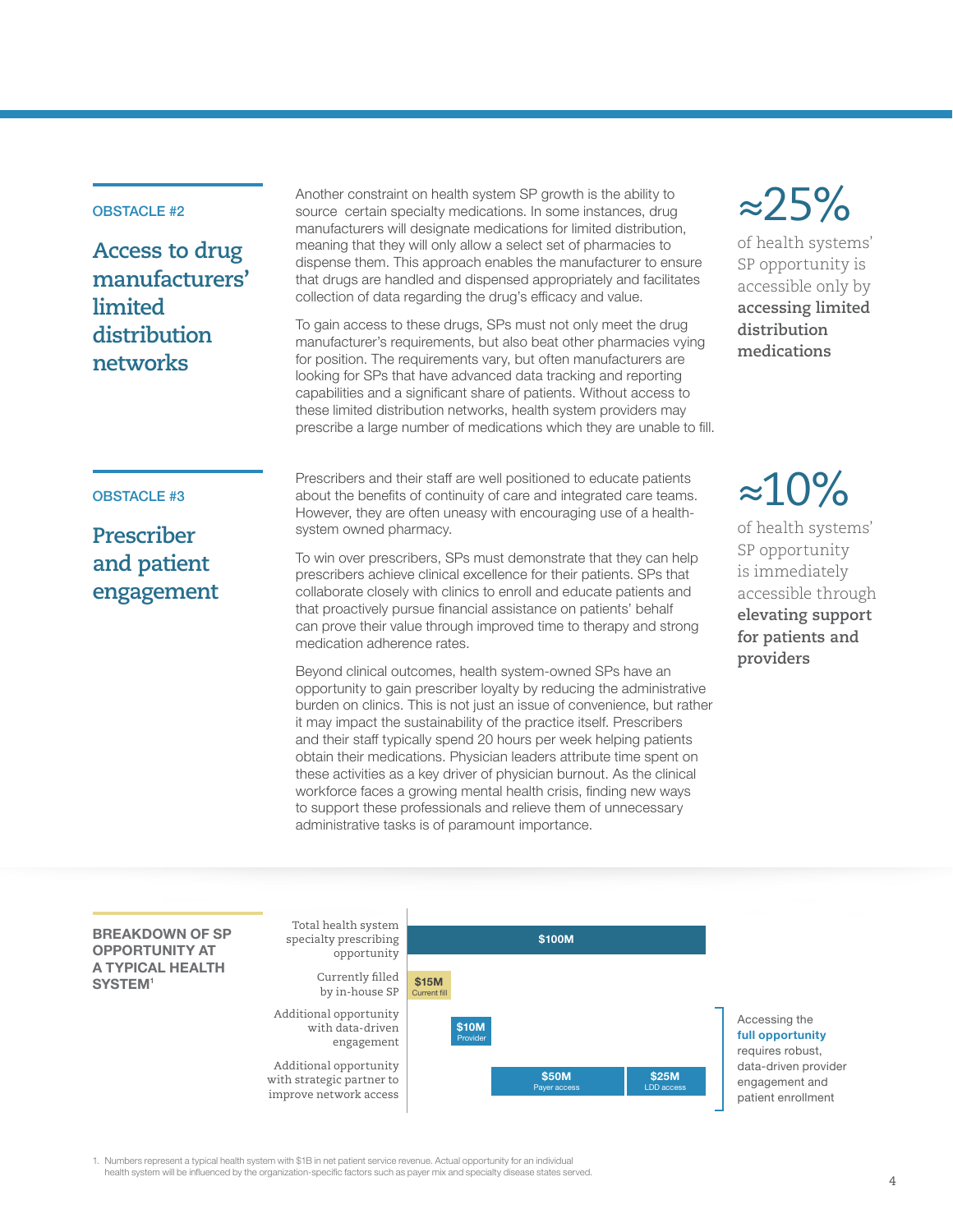OBSTACLE #2

## Access to drug manufacturers' limited distribution networks

Another constraint on health system SP growth is the ability to source certain specialty medications. In some instances, drug manufacturers will designate medications for limited distribution, meaning that they will only allow a select set of pharmacies to dispense them. This approach enables the manufacturer to ensure that drugs are handled and dispensed appropriately and facilitates collection of data regarding the drug's efficacy and value.

To gain access to these drugs, SPs must not only meet the drug manufacturer's requirements, but also beat other pharmacies vying for position. The requirements vary, but often manufacturers are looking for SPs that have advanced data tracking and reporting capabilities and a significant share of patients. Without access to these limited distribution networks, health system providers may prescribe a large number of medications which they are unable to fill.

**≈25%**

of health systems' SP opportunity is accessible only by **accessing limited distribution medications**

OBSTACLE #3

## Prescriber and patient engagement

Prescribers and their staff are well positioned to educate patients about the benefits of continuity of care and integrated care teams. However, they are often uneasy with encouraging use of a health-system owned pharmacy.

To win over prescribers, SPs must demonstrate that they can help prescribers achieve clinical excellence for their patients. SPs that collaborate closely with clinics to enroll and educate patients and that proactively pursue financial assistance on patients' behalf can prove their value through improved time to therapy and strong medication adherence rates.

Beyond clinical outcomes, health system-owned SPs have an opportunity to gain prescriber loyalty by reducing the administrative burden on clinics. This is not just an issue of convenience, but rather it may impact the sustainability of the practice itself. Prescribers and their staff typically spend 20 hours per week helping patients obtain their medications. Physician leaders attribute time spent on these activities as a key driver of physician burnout. As the clinical workforce faces a growing mental health crisis, finding new ways to support these professionals and relieve them of unnecessary administrative tasks is of paramount importance.

**≈10%**

of health systems' SP opportunity is immediately accessible through **elevating support for patients and providers**

### BREAKDOWN OF SP OPPORTUNITY AT A TYPICAL HEALTH SYSTEM[1]

| Category | Amount |
|---|---|
| Total health system specialty prescribing opportunity | $100M |
| Currently filled by in-house SP | $15M (Current fill) |
| Additional opportunity with data-driven engagement | $10M (Provider) |
| Additional opportunity with strategic partner to improve network access | $50M (Payer access); $25M (LDD access) |

Accessing the **full opportunity** requires robust, data-driven provider engagement and patient enrollment

1. Numbers represent a typical health system with $1B in net patient service revenue. Actual opportunity for an individual health system will be influenced by the organization-specific factors such as payer mix and specialty disease states served.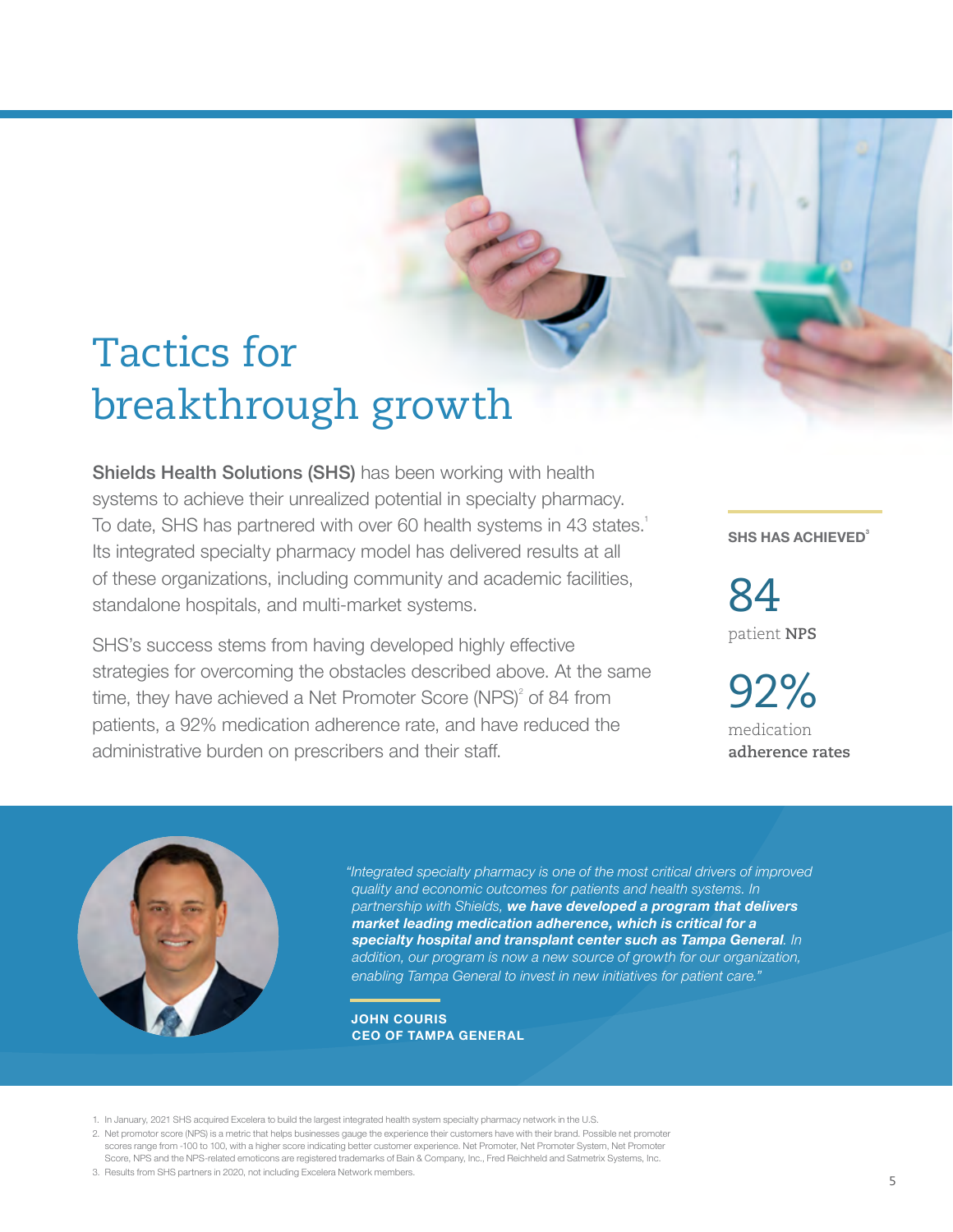# Tactics for breakthrough growth

**Shields Health Solutions (SHS)** has been working with health systems to achieve their unrealized potential in specialty pharmacy. To date, SHS has partnered with over 60 health systems in 43 states.[1] Its integrated specialty pharmacy model has delivered results at all of these organizations, including community and academic facilities, standalone hospitals, and multi-market systems.

SHS's success stems from having developed highly effective strategies for overcoming the obstacles described above. At the same time, they have achieved a Net Promoter Score (NPS)[2] of 84 from patients, a 92% medication adherence rate, and have reduced the administrative burden on prescribers and their staff.

**SHS HAS ACHIEVED**[3]

84
patient **NPS**

92%
medication **adherence rates**

*"Integrated specialty pharmacy is one of the most critical drivers of improved quality and economic outcomes for patients and health systems. In partnership with Shields,* ***we have developed a program that delivers market leading medication adherence, which is critical for a specialty hospital and transplant center such as Tampa General****. In addition, our program is now a new source of growth for our organization, enabling Tampa General to invest in new initiatives for patient care."*

**JOHN COURIS**
**CEO OF TAMPA GENERAL**

1. In January, 2021 SHS acquired Excelera to build the largest integrated health system specialty pharmacy network in the U.S.
2. Net promotor score (NPS) is a metric that helps businesses gauge the experience their customers have with their brand. Possible net promoter scores range from -100 to 100, with a higher score indicating better customer experience. Net Promoter, Net Promoter System, Net Promoter Score, NPS and the NPS-related emoticons are registered trademarks of Bain & Company, Inc., Fred Reichheld and Satmetrix Systems, Inc.
3. Results from SHS partners in 2020, not including Excelera Network members.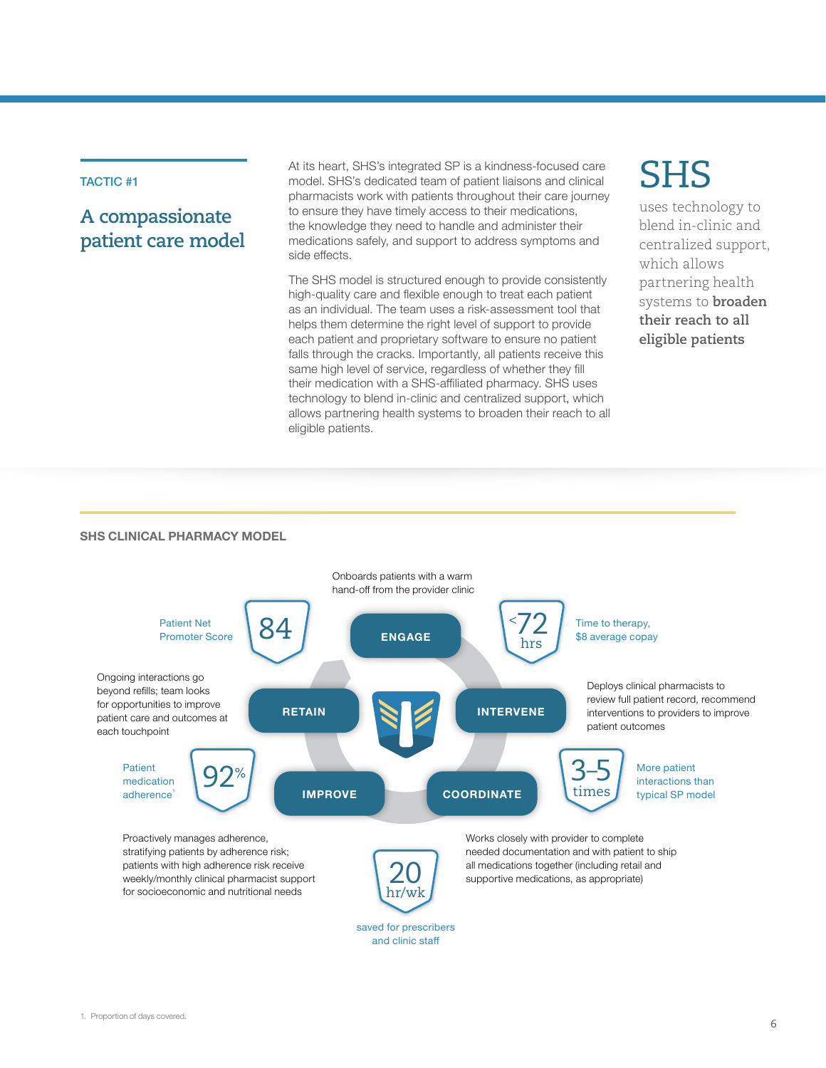TACTIC #1

## A compassionate patient care model

At its heart, SHS's integrated SP is a kindness-focused care model. SHS's dedicated team of patient liaisons and clinical pharmacists work with patients throughout their care journey to ensure they have timely access to their medications, the knowledge they need to handle and administer their medications safely, and support to address symptoms and side effects.

The SHS model is structured enough to provide consistently high-quality care and flexible enough to treat each patient as an individual. The team uses a risk-assessment tool that helps them determine the right level of support to provide each patient and proprietary software to ensure no patient falls through the cracks. Importantly, all patients receive this same high level of service, regardless of whether they fill their medication with a SHS-affiliated pharmacy. SHS uses technology to blend in-clinic and centralized support, which allows partnering health systems to broaden their reach to all eligible patients.

> **SHS** uses technology to blend in-clinic and centralized support, which allows partnering health systems to **broaden their reach to all eligible patients**

### SHS CLINICAL PHARMACY MODEL

**ENGAGE** — Onboards patients with a warm hand-off from the provider clinic

- **<72 hrs** — Time to therapy, $8 average copay

**INTERVENE** — Deploys clinical pharmacists to review full patient record, recommend interventions to providers to improve patient outcomes

- **3–5 times** — More patient interactions than typical SP model

**COORDINATE** — Works closely with provider to complete needed documentation and with patient to ship all medications together (including retail and supportive medications, as appropriate)

- **20 hr/wk** — saved for prescribers and clinic staff

**IMPROVE** — Proactively manages adherence, stratifying patients by adherence risk; patients with high adherence risk receive weekly/monthly clinical pharmacist support for socioeconomic and nutritional needs

- **92%** — Patient medication adherence[1]

**RETAIN** — Ongoing interactions go beyond refills; team looks for opportunities to improve patient care and outcomes at each touchpoint

- **84** — Patient Net Promoter Score

1. Proportion of days covered.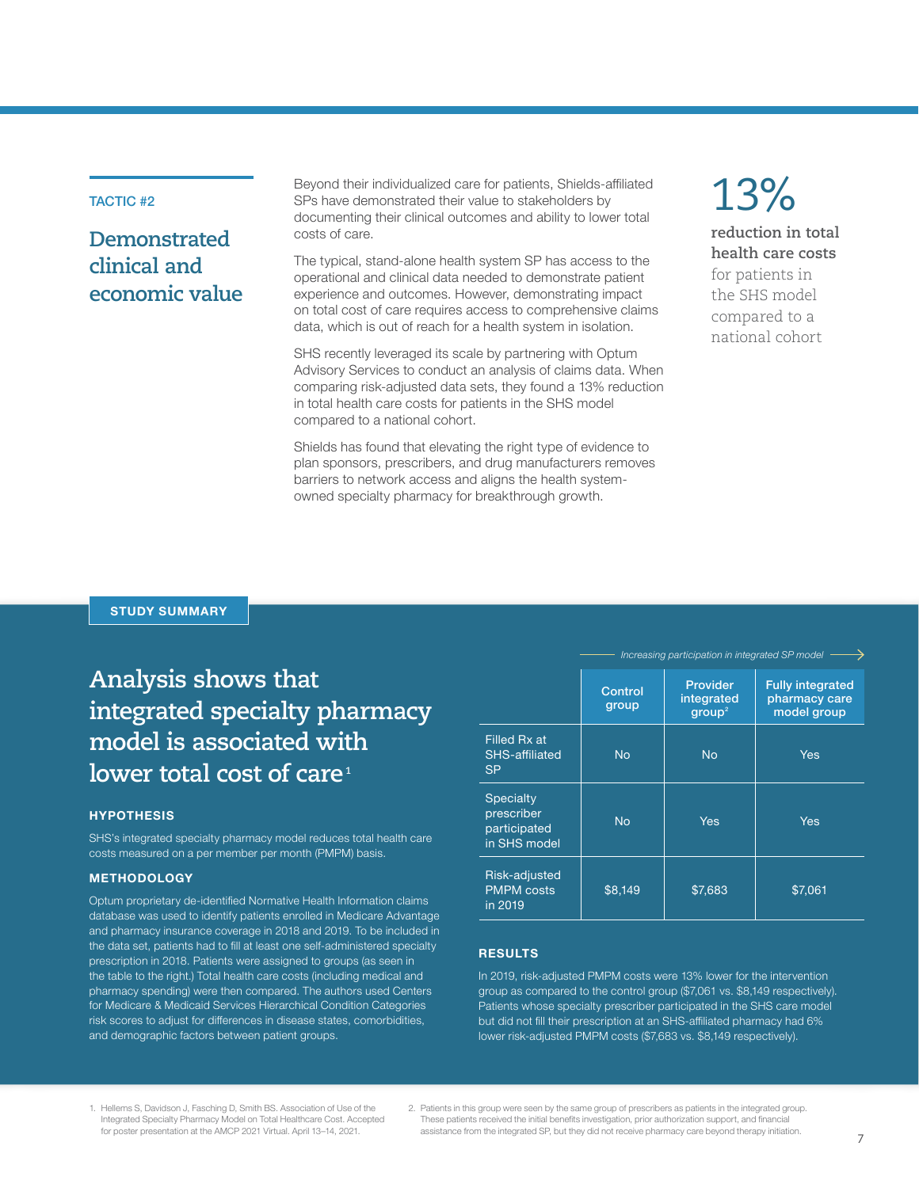TACTIC #2

## Demonstrated clinical and economic value

Beyond their individualized care for patients, Shields-affiliated SPs have demonstrated their value to stakeholders by documenting their clinical outcomes and ability to lower total costs of care.

The typical, stand-alone health system SP has access to the operational and clinical data needed to demonstrate patient experience and outcomes. However, demonstrating impact on total cost of care requires access to comprehensive claims data, which is out of reach for a health system in isolation.

SHS recently leveraged its scale by partnering with Optum Advisory Services to conduct an analysis of claims data. When comparing risk-adjusted data sets, they found a 13% reduction in total health care costs for patients in the SHS model compared to a national cohort.

Shields has found that elevating the right type of evidence to plan sponsors, prescribers, and drug manufacturers removes barriers to network access and aligns the health system-owned specialty pharmacy for breakthrough growth.

13%

**reduction in total health care costs** for patients in the SHS model compared to a national cohort

STUDY SUMMARY

## Analysis shows that integrated specialty pharmacy model is associated with lower total cost of care[1]

### HYPOTHESIS

SHS's integrated specialty pharmacy model reduces total health care costs measured on a per member per month (PMPM) basis.

### METHODOLOGY

Optum proprietary de-identified Normative Health Information claims database was used to identify patients enrolled in Medicare Advantage and pharmacy insurance coverage in 2018 and 2019. To be included in the data set, patients had to fill at least one self-administered specialty prescription in 2018. Patients were assigned to groups (as seen in the table to the right.) Total health care costs (including medical and pharmacy spending) were then compared. The authors used Centers for Medicare & Medicaid Services Hierarchical Condition Categories risk scores to adjust for differences in disease states, comorbidities, and demographic factors between patient groups.

*Increasing participation in integrated SP model →*

| | Control group | Provider integrated group[2] | Fully integrated pharmacy care model group |
|---|---|---|---|
| Filled Rx at SHS-affiliated SP | No | No | Yes |
| Specialty prescriber participated in SHS model | No | Yes | Yes |
| Risk-adjusted PMPM costs in 2019 | $8,149 | $7,683 | $7,061 |

### RESULTS

In 2019, risk-adjusted PMPM costs were 13% lower for the intervention group as compared to the control group ($7,061 vs. $8,149 respectively). Patients whose specialty prescriber participated in the SHS care model but did not fill their prescription at an SHS-affiliated pharmacy had 6% lower risk-adjusted PMPM costs ($7,683 vs. $8,149 respectively).

1. Hellems S, Davidson J, Fasching D, Smith BS. Association of Use of the Integrated Specialty Pharmacy Model on Total Healthcare Cost. Accepted for poster presentation at the AMCP 2021 Virtual. April 13–14, 2021.

2. Patients in this group were seen by the same group of prescribers as patients in the integrated group. These patients received the initial benefits investigation, prior authorization support, and financial assistance from the integrated SP, but they did not receive pharmacy care beyond therapy initiation.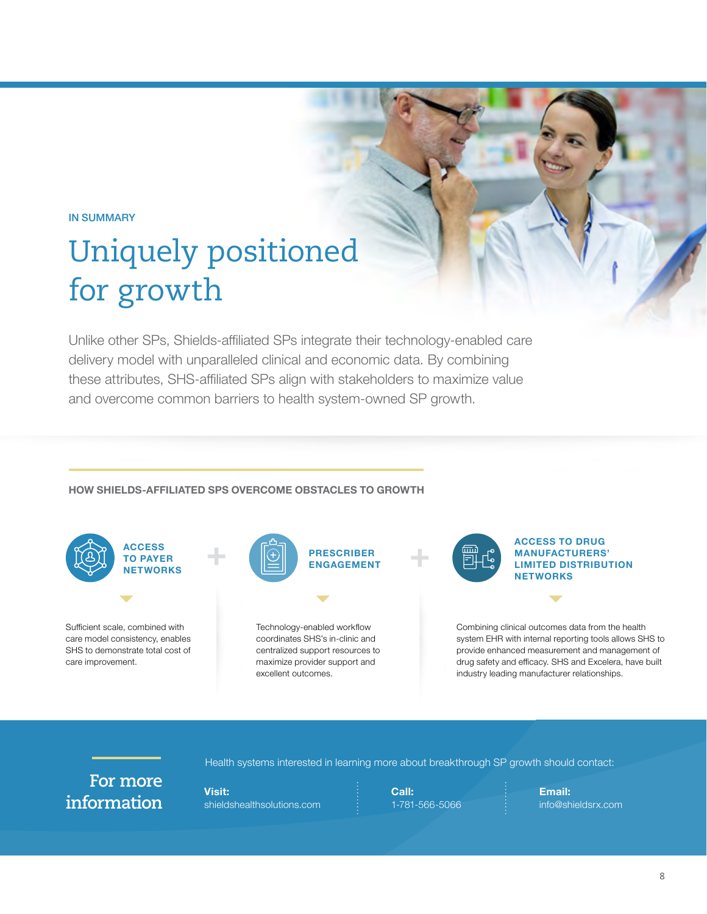IN SUMMARY

# Uniquely positioned for growth

Unlike other SPs, Shields-affiliated SPs integrate their technology-enabled care delivery model with unparalleled clinical and economic data. By combining these attributes, SHS-affiliated SPs align with stakeholders to maximize value and overcome common barriers to health system-owned SP growth.

## HOW SHIELDS-AFFILIATED SPS OVERCOME OBSTACLES TO GROWTH

### ACCESS TO PAYER NETWORKS

Sufficient scale, combined with care model consistency, enables SHS to demonstrate total cost of care improvement.

+

### PRESCRIBER ENGAGEMENT

Technology-enabled workflow coordinates SHS's in-clinic and centralized support resources to maximize provider support and excellent outcomes.

+

### ACCESS TO DRUG MANUFACTURERS' LIMITED DISTRIBUTION NETWORKS

Combining clinical outcomes data from the health system EHR with internal reporting tools allows SHS to provide enhanced measurement and management of drug safety and efficacy. SHS and Excelera, have built industry leading manufacturer relationships.

## For more information

Health systems interested in learning more about breakthrough SP growth should contact:

**Visit:** shieldshealthsolutions.com

**Call:** 1-781-566-5066

**Email:** info@shieldsrx.com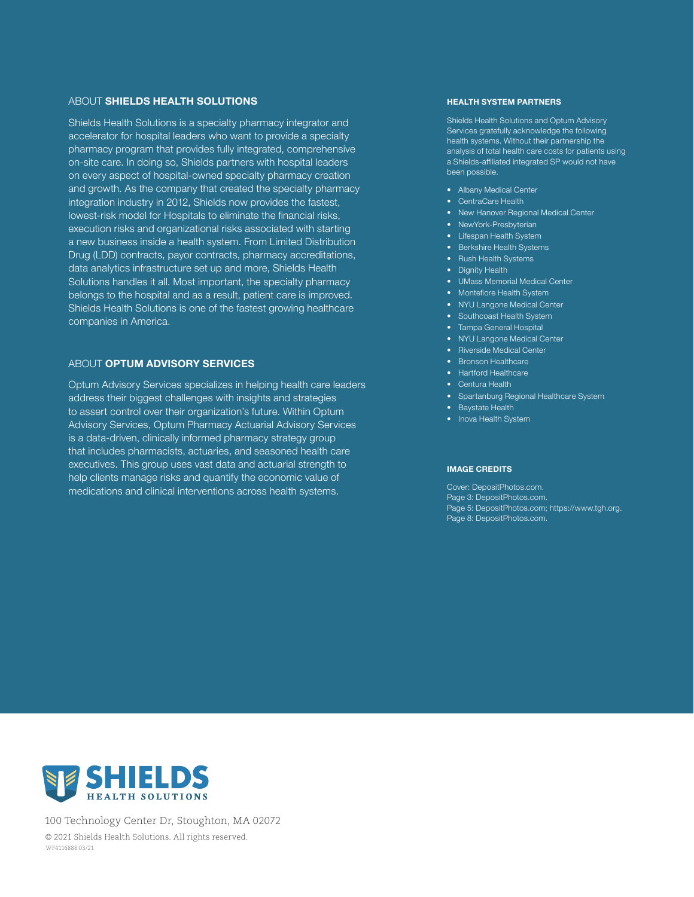## ABOUT **SHIELDS HEALTH SOLUTIONS**

Shields Health Solutions is a specialty pharmacy integrator and accelerator for hospital leaders who want to provide a specialty pharmacy program that provides fully integrated, comprehensive on-site care. In doing so, Shields partners with hospital leaders on every aspect of hospital-owned specialty pharmacy creation and growth. As the company that created the specialty pharmacy integration industry in 2012, Shields now provides the fastest, lowest-risk model for Hospitals to eliminate the financial risks, execution risks and organizational risks associated with starting a new business inside a health system. From Limited Distribution Drug (LDD) contracts, payor contracts, pharmacy accreditations, data analytics infrastructure set up and more, Shields Health Solutions handles it all. Most important, the specialty pharmacy belongs to the hospital and as a result, patient care is improved. Shields Health Solutions is one of the fastest growing healthcare companies in America.

## ABOUT **OPTUM ADVISORY SERVICES**

Optum Advisory Services specializes in helping health care leaders address their biggest challenges with insights and strategies to assert control over their organization's future. Within Optum Advisory Services, Optum Pharmacy Actuarial Advisory Services is a data-driven, clinically informed pharmacy strategy group that includes pharmacists, actuaries, and seasoned health care executives. This group uses vast data and actuarial strength to help clients manage risks and quantify the economic value of medications and clinical interventions across health systems.

### HEALTH SYSTEM PARTNERS

Shields Health Solutions and Optum Advisory Services gratefully acknowledge the following health systems. Without their partnership the analysis of total health care costs for patients using a Shields-affiliated integrated SP would not have been possible.

- Albany Medical Center
- CentraCare Health
- New Hanover Regional Medical Center
- NewYork-Presbyterian
- Lifespan Health System
- Berkshire Health Systems
- Rush Health Systems
- Dignity Health
- UMass Memorial Medical Center
- Montefiore Health System
- NYU Langone Medical Center
- Southcoast Health System
- Tampa General Hospital
- NYU Langone Medical Center
- Riverside Medical Center
- Bronson Healthcare
- Hartford Healthcare
- Centura Health
- Spartanburg Regional Healthcare System
- Baystate Health
- Inova Health System

### IMAGE CREDITS

Cover: DepositPhotos.com.
Page 3: DepositPhotos.com.
Page 5: DepositPhotos.com; https://www.tgh.org.
Page 8: DepositPhotos.com.

SHIELDS HEALTH SOLUTIONS

100 Technology Center Dr, Stoughton, MA 02072

© 2021 Shields Health Solutions. All rights reserved.
WF4116888 03/21